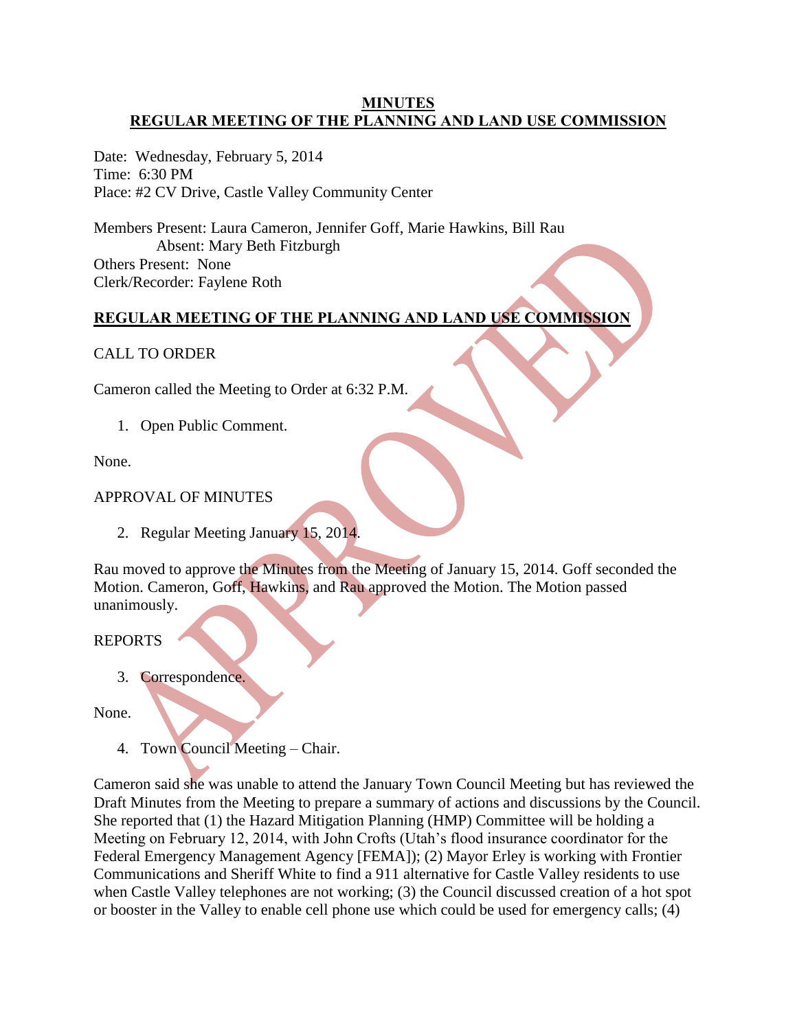# MINUTES
# REGULAR MEETING OF THE PLANNING AND LAND USE COMMISSION

Date: Wednesday, February 5, 2014
Time: 6:30 PM
Place: #2 CV Drive, Castle Valley Community Center

Members Present: Laura Cameron, Jennifer Goff, Marie Hawkins, Bill Rau
Absent: Mary Beth Fitzburgh
Others Present: None
Clerk/Recorder: Faylene Roth

## REGULAR MEETING OF THE PLANNING AND LAND USE COMMISSION

CALL TO ORDER

Cameron called the Meeting to Order at 6:32 P.M.

1. Open Public Comment.

None.

APPROVAL OF MINUTES

2. Regular Meeting January 15, 2014.

Rau moved to approve the Minutes from the Meeting of January 15, 2014. Goff seconded the Motion. Cameron, Goff, Hawkins, and Rau approved the Motion. The Motion passed unanimously.

REPORTS

3. Correspondence.

None.

4. Town Council Meeting – Chair.

Cameron said she was unable to attend the January Town Council Meeting but has reviewed the Draft Minutes from the Meeting to prepare a summary of actions and discussions by the Council. She reported that (1) the Hazard Mitigation Planning (HMP) Committee will be holding a Meeting on February 12, 2014, with John Crofts (Utah's flood insurance coordinator for the Federal Emergency Management Agency [FEMA]); (2) Mayor Erley is working with Frontier Communications and Sheriff White to find a 911 alternative for Castle Valley residents to use when Castle Valley telephones are not working; (3) the Council discussed creation of a hot spot or booster in the Valley to enable cell phone use which could be used for emergency calls; (4)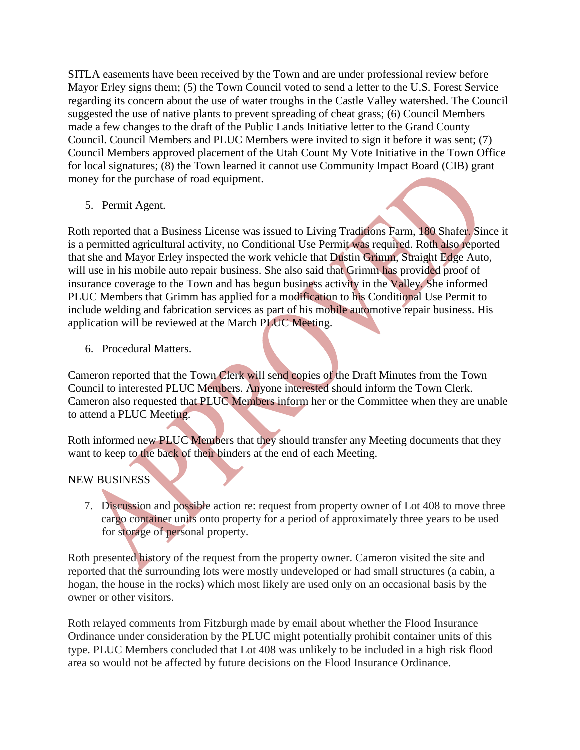SITLA easements have been received by the Town and are under professional review before Mayor Erley signs them; (5) the Town Council voted to send a letter to the U.S. Forest Service regarding its concern about the use of water troughs in the Castle Valley watershed. The Council suggested the use of native plants to prevent spreading of cheat grass; (6) Council Members made a few changes to the draft of the Public Lands Initiative letter to the Grand County Council. Council Members and PLUC Members were invited to sign it before it was sent; (7) Council Members approved placement of the Utah Count My Vote Initiative in the Town Office for local signatures; (8) the Town learned it cannot use Community Impact Board (CIB) grant money for the purchase of road equipment.

5. Permit Agent.

Roth reported that a Business License was issued to Living Traditions Farm, 180 Shafer. Since it is a permitted agricultural activity, no Conditional Use Permit was required. Roth also reported that she and Mayor Erley inspected the work vehicle that Dustin Grimm, Straight Edge Auto, will use in his mobile auto repair business. She also said that Grimm has provided proof of insurance coverage to the Town and has begun business activity in the Valley. She informed PLUC Members that Grimm has applied for a modification to his Conditional Use Permit to include welding and fabrication services as part of his mobile automotive repair business. His application will be reviewed at the March PLUC Meeting.

6. Procedural Matters.

Cameron reported that the Town Clerk will send copies of the Draft Minutes from the Town Council to interested PLUC Members. Anyone interested should inform the Town Clerk. Cameron also requested that PLUC Members inform her or the Committee when they are unable to attend a PLUC Meeting.

Roth informed new PLUC Members that they should transfer any Meeting documents that they want to keep to the back of their binders at the end of each Meeting.

NEW BUSINESS

7. Discussion and possible action re: request from property owner of Lot 408 to move three cargo container units onto property for a period of approximately three years to be used for storage of personal property.

Roth presented history of the request from the property owner. Cameron visited the site and reported that the surrounding lots were mostly undeveloped or had small structures (a cabin, a hogan, the house in the rocks) which most likely are used only on an occasional basis by the owner or other visitors.

Roth relayed comments from Fitzburgh made by email about whether the Flood Insurance Ordinance under consideration by the PLUC might potentially prohibit container units of this type. PLUC Members concluded that Lot 408 was unlikely to be included in a high risk flood area so would not be affected by future decisions on the Flood Insurance Ordinance.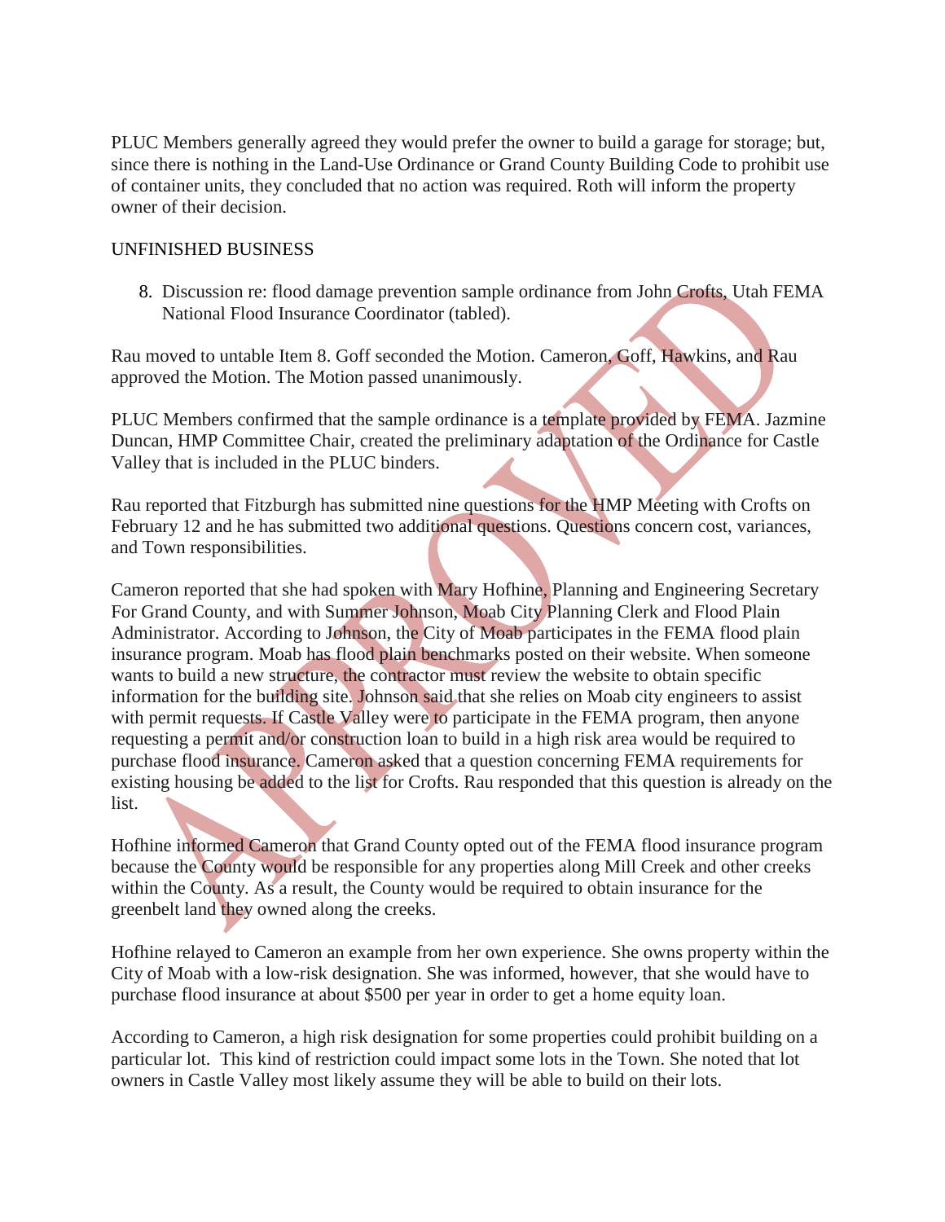PLUC Members generally agreed they would prefer the owner to build a garage for storage; but, since there is nothing in the Land-Use Ordinance or Grand County Building Code to prohibit use of container units, they concluded that no action was required. Roth will inform the property owner of their decision.

UNFINISHED BUSINESS

8. Discussion re: flood damage prevention sample ordinance from John Crofts, Utah FEMA National Flood Insurance Coordinator (tabled).

Rau moved to untable Item 8. Goff seconded the Motion. Cameron, Goff, Hawkins, and Rau approved the Motion. The Motion passed unanimously.

PLUC Members confirmed that the sample ordinance is a template provided by FEMA. Jazmine Duncan, HMP Committee Chair, created the preliminary adaptation of the Ordinance for Castle Valley that is included in the PLUC binders.

Rau reported that Fitzburgh has submitted nine questions for the HMP Meeting with Crofts on February 12 and he has submitted two additional questions. Questions concern cost, variances, and Town responsibilities.

Cameron reported that she had spoken with Mary Hofhine, Planning and Engineering Secretary For Grand County, and with Summer Johnson, Moab City Planning Clerk and Flood Plain Administrator. According to Johnson, the City of Moab participates in the FEMA flood plain insurance program. Moab has flood plain benchmarks posted on their website. When someone wants to build a new structure, the contractor must review the website to obtain specific information for the building site. Johnson said that she relies on Moab city engineers to assist with permit requests. If Castle Valley were to participate in the FEMA program, then anyone requesting a permit and/or construction loan to build in a high risk area would be required to purchase flood insurance. Cameron asked that a question concerning FEMA requirements for existing housing be added to the list for Crofts. Rau responded that this question is already on the list.

Hofhine informed Cameron that Grand County opted out of the FEMA flood insurance program because the County would be responsible for any properties along Mill Creek and other creeks within the County. As a result, the County would be required to obtain insurance for the greenbelt land they owned along the creeks.

Hofhine relayed to Cameron an example from her own experience. She owns property within the City of Moab with a low-risk designation. She was informed, however, that she would have to purchase flood insurance at about $500 per year in order to get a home equity loan.

According to Cameron, a high risk designation for some properties could prohibit building on a particular lot. This kind of restriction could impact some lots in the Town. She noted that lot owners in Castle Valley most likely assume they will be able to build on their lots.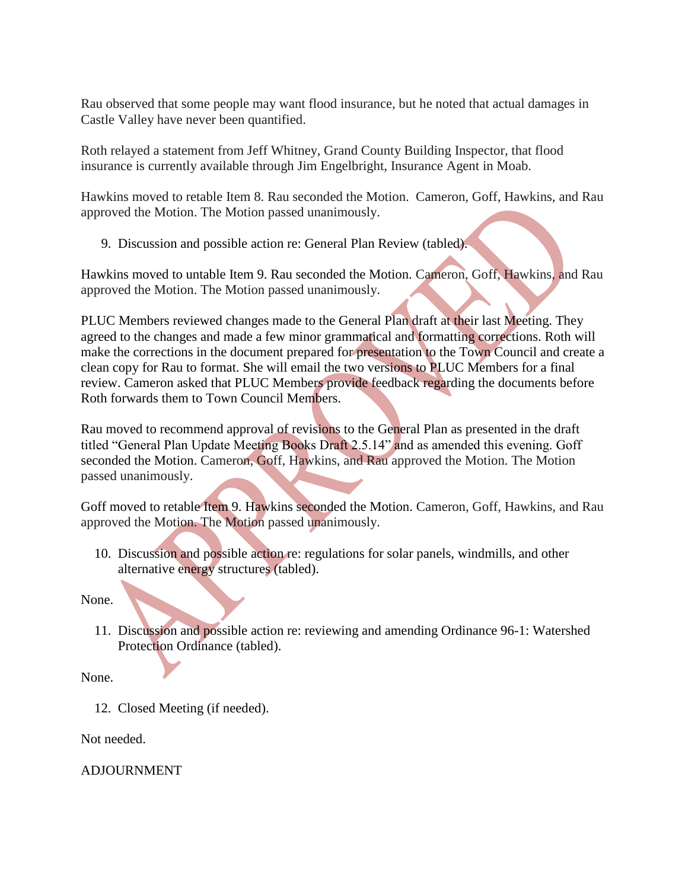Rau observed that some people may want flood insurance, but he noted that actual damages in Castle Valley have never been quantified.

Roth relayed a statement from Jeff Whitney, Grand County Building Inspector, that flood insurance is currently available through Jim Engelbright, Insurance Agent in Moab.

Hawkins moved to retable Item 8. Rau seconded the Motion. Cameron, Goff, Hawkins, and Rau approved the Motion. The Motion passed unanimously.

9. Discussion and possible action re: General Plan Review (tabled).

Hawkins moved to untable Item 9. Rau seconded the Motion. Cameron, Goff, Hawkins, and Rau approved the Motion. The Motion passed unanimously.

PLUC Members reviewed changes made to the General Plan draft at their last Meeting. They agreed to the changes and made a few minor grammatical and formatting corrections. Roth will make the corrections in the document prepared for presentation to the Town Council and create a clean copy for Rau to format. She will email the two versions to PLUC Members for a final review. Cameron asked that PLUC Members provide feedback regarding the documents before Roth forwards them to Town Council Members.

Rau moved to recommend approval of revisions to the General Plan as presented in the draft titled "General Plan Update Meeting Books Draft 2.5.14" and as amended this evening. Goff seconded the Motion. Cameron, Goff, Hawkins, and Rau approved the Motion. The Motion passed unanimously.

Goff moved to retable Item 9. Hawkins seconded the Motion. Cameron, Goff, Hawkins, and Rau approved the Motion. The Motion passed unanimously.

10. Discussion and possible action re: regulations for solar panels, windmills, and other alternative energy structures (tabled).

None.

11. Discussion and possible action re: reviewing and amending Ordinance 96-1: Watershed Protection Ordinance (tabled).

None.

12. Closed Meeting (if needed).

Not needed.

ADJOURNMENT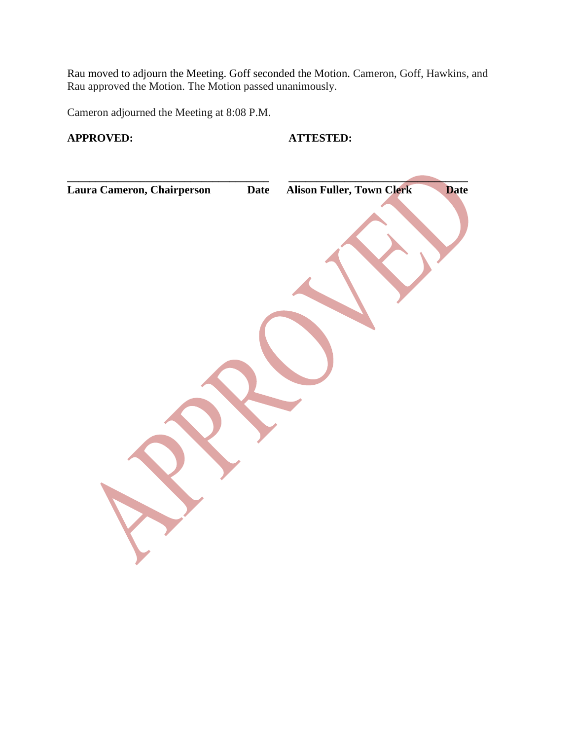Rau moved to adjourn the Meeting. Goff seconded the Motion. Cameron, Goff, Hawkins, and Rau approved the Motion. The Motion passed unanimously.

Cameron adjourned the Meeting at 8:08 P.M.

**APPROVED:** **ATTESTED:**

| | |
|---|---|
| ______________________________________ | ______________________________________ |
| **Laura Cameron, Chairperson Date** | **Alison Fuller, Town Clerk Date** |

APPROVED